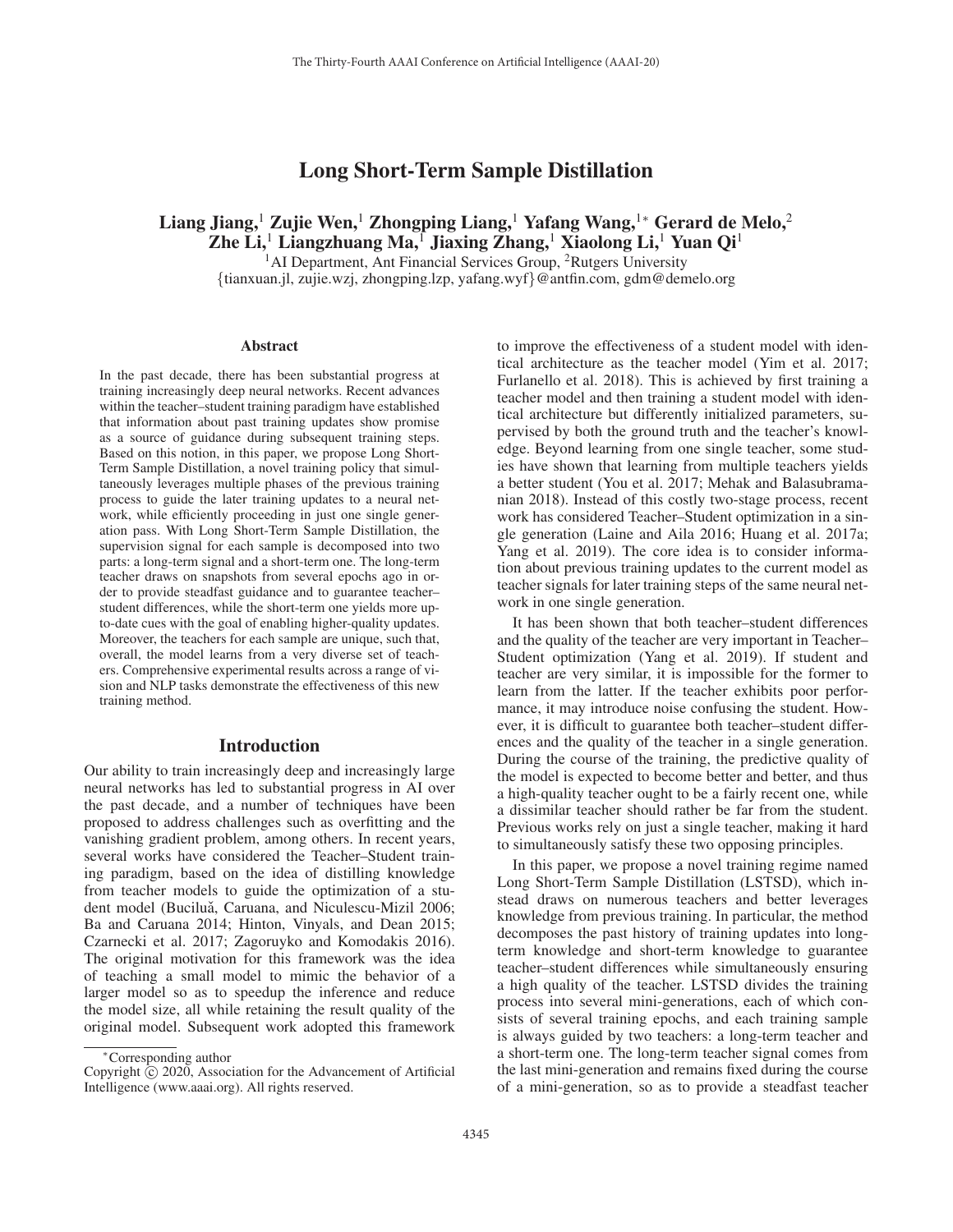# Long Short-Term Sample Distillation

**Liang Jiang,[1] Zujie Wen,[1] Zhongping Liang,[1] Yafang Wang,[1]* Gerard de Melo,[2]**
**Zhe Li,[1] Liangzhuang Ma,[1] Jiaxing Zhang,[1] Xiaolong Li,[1] Yuan Qi[1]**

[1]AI Department, Ant Financial Services Group, [2]Rutgers University
{tianxuan.jl, zujie.wzj, zhongping.lzp, yafang.wyf}@antfin.com, gdm@demelo.org

## Abstract

In the past decade, there has been substantial progress at training increasingly deep neural networks. Recent advances within the teacher–student training paradigm have established that information about past training updates show promise as a source of guidance during subsequent training steps. Based on this notion, in this paper, we propose Long Short-Term Sample Distillation, a novel training policy that simultaneously leverages multiple phases of the previous training process to guide the later training updates to a neural network, while efficiently proceeding in just one single generation pass. With Long Short-Term Sample Distillation, the supervision signal for each sample is decomposed into two parts: a long-term signal and a short-term one. The long-term teacher draws on snapshots from several epochs ago in order to provide steadfast guidance and to guarantee teacher–student differences, while the short-term one yields more up-to-date cues with the goal of enabling higher-quality updates. Moreover, the teachers for each sample are unique, such that, overall, the model learns from a very diverse set of teachers. Comprehensive experimental results across a range of vision and NLP tasks demonstrate the effectiveness of this new training method.

## Introduction

Our ability to train increasingly deep and increasingly large neural networks has led to substantial progress in AI over the past decade, and a number of techniques have been proposed to address challenges such as overfitting and the vanishing gradient problem, among others. In recent years, several works have considered the Teacher–Student training paradigm, based on the idea of distilling knowledge from teacher models to guide the optimization of a student model (Buciluǎ, Caruana, and Niculescu-Mizil 2006; Ba and Caruana 2014; Hinton, Vinyals, and Dean 2015; Czarnecki et al. 2017; Zagoruyko and Komodakis 2016). The original motivation for this framework was the idea of teaching a small model to mimic the behavior of a larger model so as to speedup the inference and reduce the model size, all while retaining the result quality of the original model. Subsequent work adopted this framework to improve the effectiveness of a student model with identical architecture as the teacher model (Yim et al. 2017; Furlanello et al. 2018). This is achieved by first training a teacher model and then training a student model with identical architecture but differently initialized parameters, supervised by both the ground truth and the teacher's knowledge. Beyond learning from one single teacher, some studies have shown that learning from multiple teachers yields a better student (You et al. 2017; Mehak and Balasubramanian 2018). Instead of this costly two-stage process, recent work has considered Teacher–Student optimization in a single generation (Laine and Aila 2016; Huang et al. 2017a; Yang et al. 2019). The core idea is to consider information about previous training updates to the current model as teacher signals for later training steps of the same neural network in one single generation.

It has been shown that both teacher–student differences and the quality of the teacher are very important in Teacher–Student optimization (Yang et al. 2019). If student and teacher are very similar, it is impossible for the former to learn from the latter. If the teacher exhibits poor performance, it may introduce noise confusing the student. However, it is difficult to guarantee both teacher–student differences and the quality of the teacher in a single generation. During the course of the training, the predictive quality of the model is expected to become better and better, and thus a high-quality teacher ought to be a fairly recent one, while a dissimilar teacher should rather be far from the student. Previous works rely on just a single teacher, making it hard to simultaneously satisfy these two opposing principles.

In this paper, we propose a novel training regime named Long Short-Term Sample Distillation (LSTSD), which instead draws on numerous teachers and better leverages knowledge from previous training. In particular, the method decomposes the past history of training updates into long-term knowledge and short-term knowledge to guarantee teacher–student differences while simultaneously ensuring a high quality of the teacher. LSTSD divides the training process into several mini-generations, each of which consists of several training epochs, and each training sample is always guided by two teachers: a long-term teacher and a short-term one. The long-term teacher signal comes from the last mini-generation and remains fixed during the course of a mini-generation, so as to provide a steadfast teacher

*Corresponding author
Copyright © 2020, Association for the Advancement of Artificial Intelligence (www.aaai.org). All rights reserved.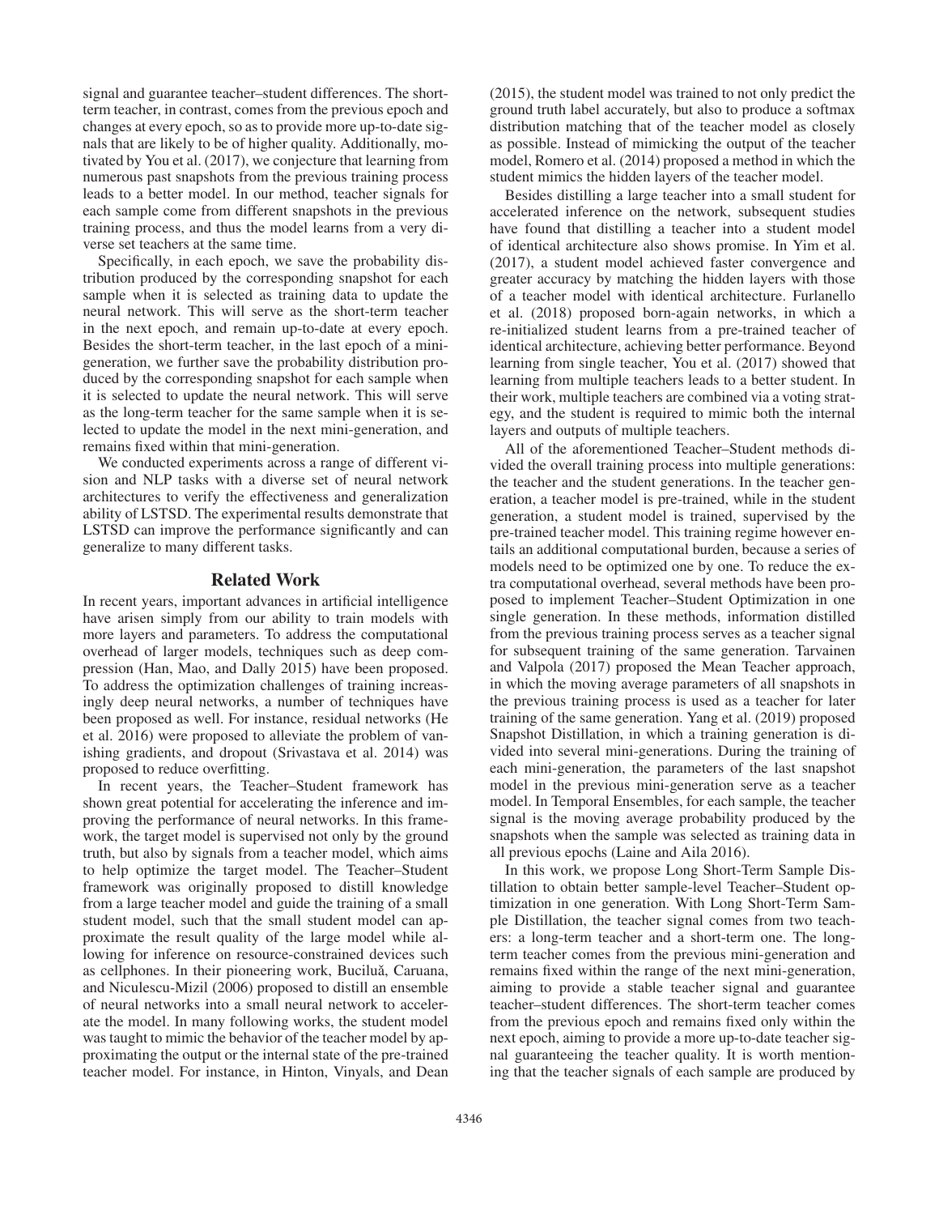signal and guarantee teacher–student differences. The short-term teacher, in contrast, comes from the previous epoch and changes at every epoch, so as to provide more up-to-date signals that are likely to be of higher quality. Additionally, motivated by You et al. (2017), we conjecture that learning from numerous past snapshots from the previous training process leads to a better model. In our method, teacher signals for each sample come from different snapshots in the previous training process, and thus the model learns from a very diverse set teachers at the same time.

Specifically, in each epoch, we save the probability distribution produced by the corresponding snapshot for each sample when it is selected as training data to update the neural network. This will serve as the short-term teacher in the next epoch, and remain up-to-date at every epoch. Besides the short-term teacher, in the last epoch of a mini-generation, we further save the probability distribution produced by the corresponding snapshot for each sample when it is selected to update the neural network. This will serve as the long-term teacher for the same sample when it is selected to update the model in the next mini-generation, and remains fixed within that mini-generation.

We conducted experiments across a range of different vision and NLP tasks with a diverse set of neural network architectures to verify the effectiveness and generalization ability of LSTSD. The experimental results demonstrate that LSTSD can improve the performance significantly and can generalize to many different tasks.

## Related Work

In recent years, important advances in artificial intelligence have arisen simply from our ability to train models with more layers and parameters. To address the computational overhead of larger models, techniques such as deep compression (Han, Mao, and Dally 2015) have been proposed. To address the optimization challenges of training increasingly deep neural networks, a number of techniques have been proposed as well. For instance, residual networks (He et al. 2016) were proposed to alleviate the problem of vanishing gradients, and dropout (Srivastava et al. 2014) was proposed to reduce overfitting.

In recent years, the Teacher–Student framework has shown great potential for accelerating the inference and improving the performance of neural networks. In this framework, the target model is supervised not only by the ground truth, but also by signals from a teacher model, which aims to help optimize the target model. The Teacher–Student framework was originally proposed to distill knowledge from a large teacher model and guide the training of a small student model, such that the small student model can approximate the result quality of the large model while allowing for inference on resource-constrained devices such as cellphones. In their pioneering work, Buciluă, Caruana, and Niculescu-Mizil (2006) proposed to distill an ensemble of neural networks into a small neural network to accelerate the model. In many following works, the student model was taught to mimic the behavior of the teacher model by approximating the output or the internal state of the pre-trained teacher model. For instance, in Hinton, Vinyals, and Dean (2015), the student model was trained to not only predict the ground truth label accurately, but also to produce a softmax distribution matching that of the teacher model as closely as possible. Instead of mimicking the output of the teacher model, Romero et al. (2014) proposed a method in which the student mimics the hidden layers of the teacher model.

Besides distilling a large teacher into a small student for accelerated inference on the network, subsequent studies have found that distilling a teacher into a student model of identical architecture also shows promise. In Yim et al. (2017), a student model achieved faster convergence and greater accuracy by matching the hidden layers with those of a teacher model with identical architecture. Furlanello et al. (2018) proposed born-again networks, in which a re-initialized student learns from a pre-trained teacher of identical architecture, achieving better performance. Beyond learning from single teacher, You et al. (2017) showed that learning from multiple teachers leads to a better student. In their work, multiple teachers are combined via a voting strategy, and the student is required to mimic both the internal layers and outputs of multiple teachers.

All of the aforementioned Teacher–Student methods divided the overall training process into multiple generations: the teacher and the student generations. In the teacher generation, a teacher model is pre-trained, while in the student generation, a student model is trained, supervised by the pre-trained teacher model. This training regime however entails an additional computational burden, because a series of models need to be optimized one by one. To reduce the extra computational overhead, several methods have been proposed to implement Teacher–Student Optimization in one single generation. In these methods, information distilled from the previous training process serves as a teacher signal for subsequent training of the same generation. Tarvainen and Valpola (2017) proposed the Mean Teacher approach, in which the moving average parameters of all snapshots in the previous training process is used as a teacher for later training of the same generation. Yang et al. (2019) proposed Snapshot Distillation, in which a training generation is divided into several mini-generations. During the training of each mini-generation, the parameters of the last snapshot model in the previous mini-generation serve as a teacher model. In Temporal Ensembles, for each sample, the teacher signal is the moving average probability produced by the snapshots when the sample was selected as training data in all previous epochs (Laine and Aila 2016).

In this work, we propose Long Short-Term Sample Distillation to obtain better sample-level Teacher–Student optimization in one generation. With Long Short-Term Sample Distillation, the teacher signal comes from two teachers: a long-term teacher and a short-term one. The long-term teacher comes from the previous mini-generation and remains fixed within the range of the next mini-generation, aiming to provide a stable teacher signal and guarantee teacher–student differences. The short-term teacher comes from the previous epoch and remains fixed only within the next epoch, aiming to provide a more up-to-date teacher signal guaranteeing the teacher quality. It is worth mentioning that the teacher signals of each sample are produced by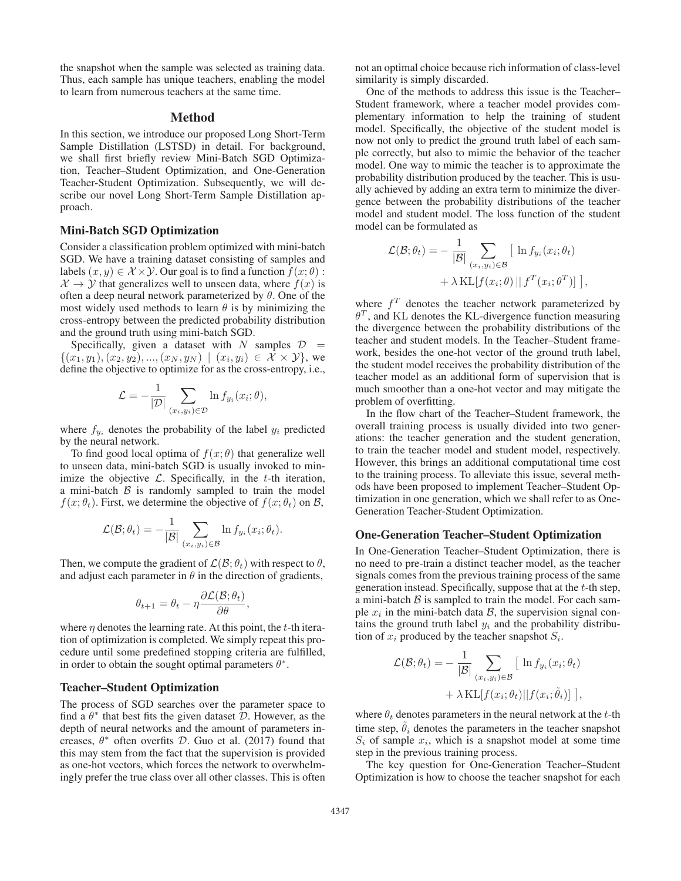the snapshot when the sample was selected as training data. Thus, each sample has unique teachers, enabling the model to learn from numerous teachers at the same time.

## Method

In this section, we introduce our proposed Long Short-Term Sample Distillation (LSTSD) in detail. For background, we shall first briefly review Mini-Batch SGD Optimization, Teacher–Student Optimization, and One-Generation Teacher-Student Optimization. Subsequently, we will describe our novel Long Short-Term Sample Distillation approach.

### Mini-Batch SGD Optimization

Consider a classification problem optimized with mini-batch SGD. We have a training dataset consisting of samples and labels $(x, y) \in \mathcal{X} \times \mathcal{Y}$. Our goal is to find a function $f(x; \theta) : \mathcal{X} \to \mathcal{Y}$ that generalizes well to unseen data, where $f(x)$ is often a deep neural network parameterized by $\theta$. One of the most widely used methods to learn $\theta$ is by minimizing the cross-entropy between the predicted probability distribution and the ground truth using mini-batch SGD.

Specifically, given a dataset with $N$ samples $\mathcal{D} = \{(x_1, y_1), (x_2, y_2), ..., (x_N, y_N) \mid (x_i, y_i) \in \mathcal{X} \times \mathcal{Y}\}$, we define the objective to optimize for as the cross-entropy, i.e.,

$$\mathcal{L} = -\frac{1}{|\mathcal{D}|} \sum_{(x_i, y_i) \in \mathcal{D}} \ln f_{y_i}(x_i; \theta),$$

where $f_{y_i}$ denotes the probability of the label $y_i$ predicted by the neural network.

To find good local optima of $f(x; \theta)$ that generalize well to unseen data, mini-batch SGD is usually invoked to minimize the objective $\mathcal{L}$. Specifically, in the $t$-th iteration, a mini-batch $\mathcal{B}$ is randomly sampled to train the model $f(x; \theta_t)$. First, we determine the objective of $f(x; \theta_t)$ on $\mathcal{B}$,

$$\mathcal{L}(\mathcal{B}; \theta_t) = -\frac{1}{|\mathcal{B}|} \sum_{(x_i, y_i) \in \mathcal{B}} \ln f_{y_i}(x_i; \theta_t).$$

Then, we compute the gradient of $\mathcal{L}(\mathcal{B}; \theta_t)$ with respect to $\theta$, and adjust each parameter in $\theta$ in the direction of gradients,

$$\theta_{t+1} = \theta_t - \eta \frac{\partial \mathcal{L}(\mathcal{B}; \theta_t)}{\partial \theta},$$

where $\eta$ denotes the learning rate. At this point, the $t$-th iteration of optimization is completed. We simply repeat this procedure until some predefined stopping criteria are fulfilled, in order to obtain the sought optimal parameters $\theta^*$.

### Teacher–Student Optimization

The process of SGD searches over the parameter space to find a $\theta^*$ that best fits the given dataset $\mathcal{D}$. However, as the depth of neural networks and the amount of parameters increases, $\theta^*$ often overfits $\mathcal{D}$. Guo et al. (2017) found that this may stem from the fact that the supervision is provided as one-hot vectors, which forces the network to overwhelmingly prefer the true class over all other classes. This is often not an optimal choice because rich information of class-level similarity is simply discarded.

One of the methods to address this issue is the Teacher–Student framework, where a teacher model provides complementary information to help the training of student model. Specifically, the objective of the student model is now not only to predict the ground truth label of each sample correctly, but also to mimic the behavior of the teacher model. One way to mimic the teacher is to approximate the probability distribution produced by the teacher. This is usually achieved by adding an extra term to minimize the divergence between the probability distributions of the teacher model and student model. The loss function of the student model can be formulated as

$$\mathcal{L}(\mathcal{B}; \theta_t) = -\frac{1}{|\mathcal{B}|} \sum_{(x_i, y_i) \in \mathcal{B}} \big[ \ln f_{y_i}(x_i; \theta_t) + \lambda \, \mathrm{KL}[f(x_i; \theta) \,||\, f^T(x_i; \theta^T)] \big],$$

where $f^T$ denotes the teacher network parameterized by $\theta^T$, and KL denotes the KL-divergence function measuring the divergence between the probability distributions of the teacher and student models. In the Teacher–Student framework, besides the one-hot vector of the ground truth label, the student model receives the probability distribution of the teacher model as an additional form of supervision that is much smoother than a one-hot vector and may mitigate the problem of overfitting.

In the flow chart of the Teacher–Student framework, the overall training process is usually divided into two generations: the teacher generation and the student generation, to train the teacher model and student model, respectively. However, this brings an additional computational time cost to the training process. To alleviate this issue, several methods have been proposed to implement Teacher–Student Optimization in one generation, which we shall refer to as One-Generation Teacher-Student Optimization.

### One-Generation Teacher–Student Optimization

In One-Generation Teacher–Student Optimization, there is no need to pre-train a distinct teacher model, as the teacher signals comes from the previous training process of the same generation instead. Specifically, suppose that at the $t$-th step, a mini-batch $\mathcal{B}$ is sampled to train the model. For each sample $x_i$ in the mini-batch data $\mathcal{B}$, the supervision signal contains the ground truth label $y_i$ and the probability distribution of $x_i$ produced by the teacher snapshot $S_i$.

$$\mathcal{L}(\mathcal{B}; \theta_t) = -\frac{1}{|\mathcal{B}|} \sum_{(x_i, y_i) \in \mathcal{B}} \big[ \ln f_{y_i}(x_i; \theta_t) + \lambda \, \mathrm{KL}[f(x_i; \theta_t) || f(x_i; \tilde{\theta}_i)] \big],$$

where $\theta_t$ denotes parameters in the neural network at the $t$-th time step, $\tilde{\theta}_i$ denotes the parameters in the teacher snapshot $S_i$ of sample $x_i$, which is a snapshot model at some time step in the previous training process.

The key question for One-Generation Teacher–Student Optimization is how to choose the teacher snapshot for each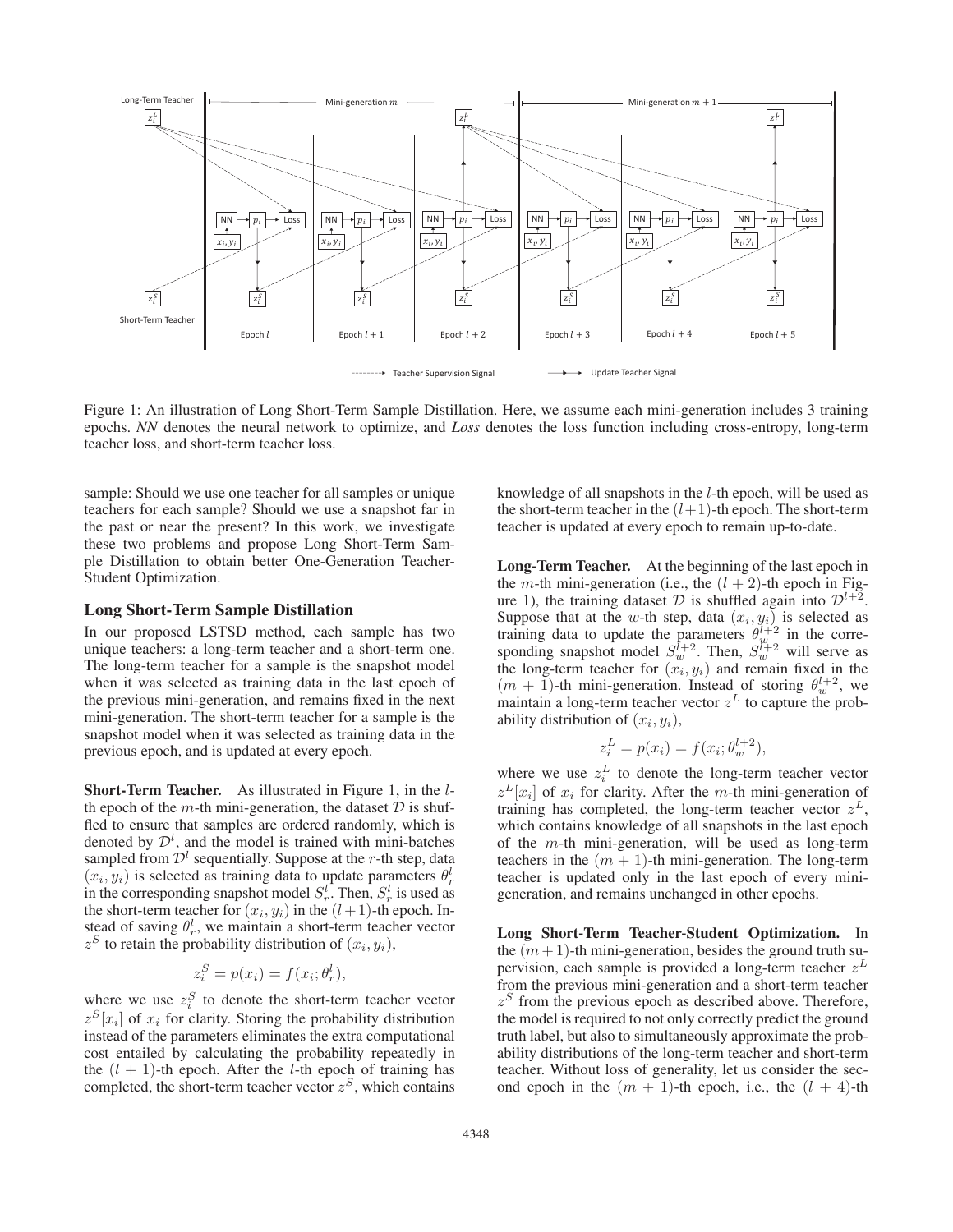Figure 1: An illustration of Long Short-Term Sample Distillation. Here, we assume each mini-generation includes 3 training epochs. *NN* denotes the neural network to optimize, and *Loss* denotes the loss function including cross-entropy, long-term teacher loss, and short-term teacher loss.

sample: Should we use one teacher for all samples or unique teachers for each sample? Should we use a snapshot far in the past or near the present? In this work, we investigate these two problems and propose Long Short-Term Sample Distillation to obtain better One-Generation Teacher-Student Optimization.

## Long Short-Term Sample Distillation

In our proposed LSTSD method, each sample has two unique teachers: a long-term teacher and a short-term one. The long-term teacher for a sample is the snapshot model when it was selected as training data in the last epoch of the previous mini-generation, and remains fixed in the next mini-generation. The short-term teacher for a sample is the snapshot model when it was selected as training data in the previous epoch, and is updated at every epoch.

**Short-Term Teacher.** As illustrated in Figure 1, in the $l$-th epoch of the $m$-th mini-generation, the dataset $\mathcal{D}$ is shuffled to ensure that samples are ordered randomly, which is denoted by $\mathcal{D}^l$, and the model is trained with mini-batches sampled from $\mathcal{D}^l$ sequentially. Suppose at the $r$-th step, data $(x_i, y_i)$ is selected as training data to update parameters $\theta_r^l$ in the corresponding snapshot model $S_r^l$. Then, $S_r^l$ is used as the short-term teacher for $(x_i, y_i)$ in the $(l+1)$-th epoch. Instead of saving $\theta_r^l$, we maintain a short-term teacher vector $z^S$ to retain the probability distribution of $(x_i, y_i)$,

$$z_i^S = p(x_i) = f(x_i; \theta_r^l),$$

where we use $z_i^S$ to denote the short-term teacher vector $z^S[x_i]$ of $x_i$ for clarity. Storing the probability distribution instead of the parameters eliminates the extra computational cost entailed by calculating the probability repeatedly in the $(l+1)$-th epoch. After the $l$-th epoch of training has completed, the short-term teacher vector $z^S$, which contains knowledge of all snapshots in the $l$-th epoch, will be used as the short-term teacher in the $(l+1)$-th epoch. The short-term teacher is updated at every epoch to remain up-to-date.

**Long-Term Teacher.** At the beginning of the last epoch in the $m$-th mini-generation (i.e., the $(l+2)$-th epoch in Figure 1), the training dataset $\mathcal{D}$ is shuffled again into $\mathcal{D}^{l+2}$. Suppose that at the $w$-th step, data $(x_i, y_i)$ is selected as training data to update the parameters $\theta_w^{l+2}$ in the corresponding snapshot model $S_w^{l+2}$. Then, $S_w^{l+2}$ will serve as the long-term teacher for $(x_i, y_i)$ and remain fixed in the $(m+1)$-th mini-generation. Instead of storing $\theta_w^{l+2}$, we maintain a long-term teacher vector $z^L$ to capture the probability distribution of $(x_i, y_i)$,

$$z_i^L = p(x_i) = f(x_i; \theta_w^{l+2}),$$

where we use $z_i^L$ to denote the long-term teacher vector $z^L[x_i]$ of $x_i$ for clarity. After the $m$-th mini-generation of training has completed, the long-term teacher vector $z^L$, which contains knowledge of all snapshots in the last epoch of the $m$-th mini-generation, will be used as long-term teachers in the $(m+1)$-th mini-generation. The long-term teacher is updated only in the last epoch of every mini-generation, and remains unchanged in other epochs.

**Long Short-Term Teacher-Student Optimization.** In the $(m+1)$-th mini-generation, besides the ground truth supervision, each sample is provided a long-term teacher $z^L$ from the previous mini-generation and a short-term teacher $z^S$ from the previous epoch as described above. Therefore, the model is required to not only correctly predict the ground truth label, but also to simultaneously approximate the probability distributions of the long-term teacher and short-term teacher. Without loss of generality, let us consider the second epoch in the $(m+1)$-th epoch, i.e., the $(l+4)$-th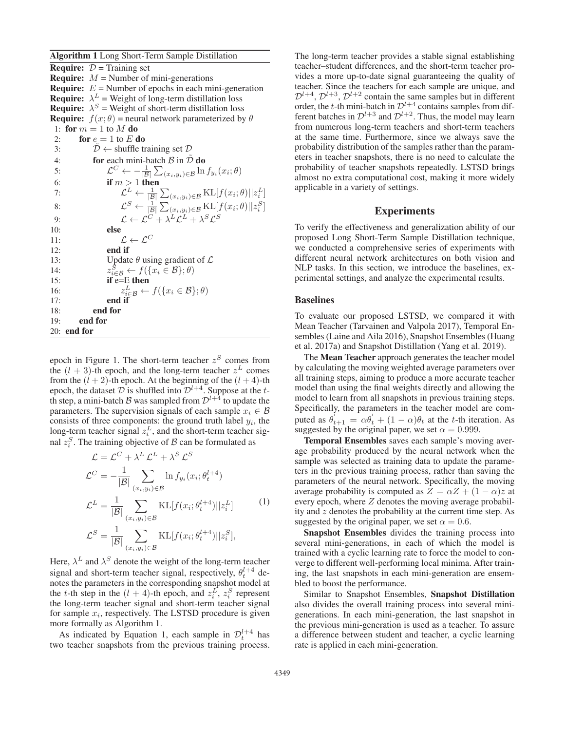**Algorithm 1** Long Short-Term Sample Distillation

**Require:** $\mathcal{D}$ = Training set
**Require:** $M$ = Number of mini-generations
**Require:** $E$ = Number of epochs in each mini-generation
**Require:** $\lambda^L$ = Weight of long-term distillation loss
**Require:** $\lambda^S$ = Weight of short-term distillation loss
**Require:** $f(x;\theta)$ = neural network parameterized by $\theta$

```
1:  for m = 1 to M do
2:      for e = 1 to E do
3:          D̃ ← shuffle training set D
4:          for each mini-batch B in D̃ do
5:              L^C ← −(1/|B|) Σ_{(x_i,y_i)∈B} ln f_{y_i}(x_i; θ)
6:              if m > 1 then
7:                  L^L ← (1/|B|) Σ_{(x_i,y_i)∈B} KL[f(x_i; θ)||z_i^L]
8:                  L^S ← (1/|B|) Σ_{(x_i,y_i)∈B} KL[f(x_i; θ)||z_i^S]
9:                  L ← L^C + λ^L L^L + λ^S L^S
10:             else
11:                 L ← L^C
12:             end if
13:             Update θ using gradient of L
14:             z^S_{i∈B} ← f({x_i ∈ B}; θ)
15:             if e=E then
16:                 z^L_{i∈B} ← f({x_i ∈ B}; θ)
17:             end if
18:         end for
19:     end for
20: end for
```

epoch in Figure 1. The short-term teacher $z^S$ comes from the $(l+3)$-th epoch, and the long-term teacher $z^L$ comes from the $(l+2)$-th epoch. At the beginning of the $(l+4)$-th epoch, the dataset $\mathcal{D}$ is shuffled into $\mathcal{D}^{l+4}$. Suppose at the $t$-th step, a mini-batch $\mathcal{B}$ was sampled from $\mathcal{D}^{l+4}$ to update the parameters. The supervision signals of each sample $x_i \in \mathcal{B}$ consists of three components: the ground truth label $y_i$, the long-term teacher signal $z_i^L$, and the short-term teacher signal $z_i^S$. The training objective of $\mathcal{B}$ can be formulated as

$$
\begin{aligned}
\mathcal{L} &= \mathcal{L}^C + \lambda^L \mathcal{L}^L + \lambda^S \mathcal{L}^S \\
\mathcal{L}^C &= -\frac{1}{|\mathcal{B}|} \sum_{(x_i,y_i)\in\mathcal{B}} \ln f_{y_i}(x_i; \theta_t^{l+4}) \\
\mathcal{L}^L &= \frac{1}{|\mathcal{B}|} \sum_{(x_i,y_i)\in\mathcal{B}} \mathrm{KL}[f(x_i; \theta_t^{l+4})||z_i^L] \\
\mathcal{L}^S &= \frac{1}{|\mathcal{B}|} \sum_{(x_i,y_i)\in\mathcal{B}} \mathrm{KL}[f(x_i; \theta_t^{l+4})||z_i^S],
\end{aligned}
\tag{1}
$$

Here, $\lambda^L$ and $\lambda^S$ denote the weight of the long-term teacher signal and short-term teacher signal, respectively, $\theta_t^{l+4}$ denotes the parameters in the corresponding snapshot model at the $t$-th step in the $(l+4)$-th epoch, and $z_i^L$, $z_i^S$ represent the long-term teacher signal and short-term teacher signal for sample $x_i$, respectively. The LSTSD procedure is given more formally as Algorithm 1.

As indicated by Equation 1, each sample in $\mathcal{D}_t^{l+4}$ has two teacher snapshots from the previous training process. The long-term teacher provides a stable signal establishing teacher–student differences, and the short-term teacher provides a more up-to-date signal guaranteeing the quality of teacher. Since the teachers for each sample are unique, and $\mathcal{D}^{l+4}$, $\mathcal{D}^{l+3}$, $\mathcal{D}^{l+2}$ contain the same samples but in different order, the $t$-th mini-batch in $\mathcal{D}^{l+4}$ contains samples from different batches in $\mathcal{D}^{l+3}$ and $\mathcal{D}^{l+2}$. Thus, the model may learn from numerous long-term teachers and short-term teachers at the same time. Furthermore, since we always save the probability distribution of the samples rather than the parameters in teacher snapshots, there is no need to calculate the probability of teacher snapshots repeatedly. LSTSD brings almost no extra computational cost, making it more widely applicable in a variety of settings.

## Experiments

To verify the effectiveness and generalization ability of our proposed Long Short-Term Sample Distillation technique, we conducted a comprehensive series of experiments with different neural network architectures on both vision and NLP tasks. In this section, we introduce the baselines, experimental settings, and analyze the experimental results.

### Baselines

To evaluate our proposed LSTSD, we compared it with Mean Teacher (Tarvainen and Valpola 2017), Temporal Ensembles (Laine and Aila 2016), Snapshot Ensembles (Huang et al. 2017a) and Snapshot Distillation (Yang et al. 2019).

The **Mean Teacher** approach generates the teacher model by calculating the moving weighted average parameters over all training steps, aiming to produce a more accurate teacher model than using the final weights directly and allowing the model to learn from all snapshots in previous training steps. Specifically, the parameters in the teacher model are computed as $\theta'_{t+1} = \alpha\theta'_t + (1-\alpha)\theta_t$ at the $t$-th iteration. As suggested by the original paper, we set $\alpha = 0.999$.

**Temporal Ensembles** saves each sample's moving average probability produced by the neural network when the sample was selected as training data to update the parameters in the previous training process, rather than saving the parameters of the neural network. Specifically, the moving average probability is computed as $Z = \alpha Z + (1-\alpha)z$ at every epoch, where $Z$ denotes the moving average probability and $z$ denotes the probability at the current time step. As suggested by the original paper, we set $\alpha = 0.6$.

**Snapshot Ensembles** divides the training process into several mini-generations, in each of which the model is trained with a cyclic learning rate to force the model to converge to different well-performing local minima. After training, the last snapshots in each mini-generation are ensembled to boost the performance.

Similar to Snapshot Ensembles, **Snapshot Distillation** also divides the overall training process into several mini-generations. In each mini-generation, the last snapshot in the previous mini-generation is used as a teacher. To assure a difference between student and teacher, a cyclic learning rate is applied in each mini-generation.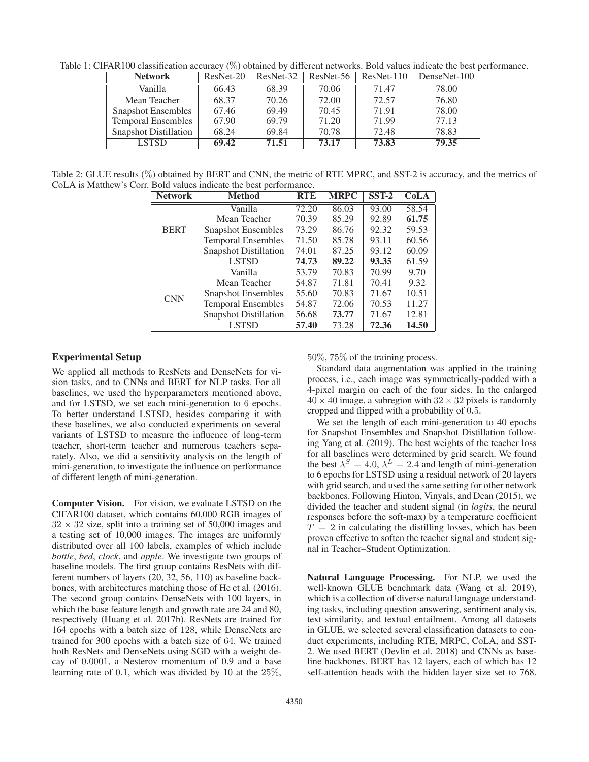Table 1: CIFAR100 classification accuracy (%) obtained by different networks. Bold values indicate the best performance.

| Network | ResNet-20 | ResNet-32 | ResNet-56 | ResNet-110 | DenseNet-100 |
|---|---|---|---|---|---|
| Vanilla | 66.43 | 68.39 | 70.06 | 71.47 | 78.00 |
| Mean Teacher | 68.37 | 70.26 | 72.00 | 72.57 | 76.80 |
| Snapshot Ensembles | 67.46 | 69.49 | 70.45 | 71.91 | 78.00 |
| Temporal Ensembles | 67.90 | 69.79 | 71.20 | 71.99 | 77.13 |
| Snapshot Distillation | 68.24 | 69.84 | 70.78 | 72.48 | 78.83 |
| LSTSD | **69.42** | **71.51** | **73.17** | **73.83** | **79.35** |

Table 2: GLUE results (%) obtained by BERT and CNN, the metric of RTE MPRC, and SST-2 is accuracy, and the metrics of CoLA is Matthew's Corr. Bold values indicate the best performance.

| Network | Method | RTE | MRPC | SST-2 | CoLA |
|---|---|---|---|---|---|
| BERT | Vanilla | 72.20 | 86.03 | 93.00 | 58.54 |
| | Mean Teacher | 70.39 | 85.29 | 92.89 | **61.75** |
| | Snapshot Ensembles | 73.29 | 86.76 | 92.32 | 59.53 |
| | Temporal Ensembles | 71.50 | 85.78 | 93.11 | 60.56 |
| | Snapshot Distillation | 74.01 | 87.25 | 93.12 | 60.09 |
| | LSTSD | **74.73** | **89.22** | **93.35** | 61.59 |
| CNN | Vanilla | 53.79 | 70.83 | 70.99 | 9.70 |
| | Mean Teacher | 54.87 | 71.81 | 70.41 | 9.32 |
| | Snapshot Ensembles | 55.60 | 70.83 | 71.67 | 10.51 |
| | Temporal Ensembles | 54.87 | 72.06 | 70.53 | 11.27 |
| | Snapshot Distillation | 56.68 | **73.77** | 71.67 | 12.81 |
| | LSTSD | **57.40** | 73.28 | **72.36** | **14.50** |

## Experimental Setup

We applied all methods to ResNets and DenseNets for vision tasks, and to CNNs and BERT for NLP tasks. For all baselines, we used the hyperparameters mentioned above, and for LSTSD, we set each mini-generation to 6 epochs. To better understand LSTSD, besides comparing it with these baselines, we also conducted experiments on several variants of LSTSD to measure the influence of long-term teacher, short-term teacher and numerous teachers separately. Also, we did a sensitivity analysis on the length of mini-generation, to investigate the influence on performance of different length of mini-generation.

**Computer Vision.** For vision, we evaluate LSTSD on the CIFAR100 dataset, which contains 60,000 RGB images of $32 \times 32$ size, split into a training set of 50,000 images and a testing set of 10,000 images. The images are uniformly distributed over all 100 labels, examples of which include *bottle*, *bed*, *clock*, and *apple*. We investigate two groups of baseline models. The first group contains ResNets with different numbers of layers (20, 32, 56, 110) as baseline backbones, with architectures matching those of He et al. (2016). The second group contains DenseNets with 100 layers, in which the base feature length and growth rate are 24 and 80, respectively (Huang et al. 2017b). ResNets are trained for 164 epochs with a batch size of 128, while DenseNets are trained for 300 epochs with a batch size of 64. We trained both ResNets and DenseNets using SGD with a weight decay of 0.0001, a Nesterov momentum of 0.9 and a base learning rate of 0.1, which was divided by 10 at the 25%, 50%, 75% of the training process.

Standard data augmentation was applied in the training process, i.e., each image was symmetrically-padded with a 4-pixel margin on each of the four sides. In the enlarged $40 \times 40$ image, a subregion with $32 \times 32$ pixels is randomly cropped and flipped with a probability of 0.5.

We set the length of each mini-generation to 40 epochs for Snapshot Ensembles and Snapshot Distillation following Yang et al. (2019). The best weights of the teacher loss for all baselines were determined by grid search. We found the best $\lambda^S = 4.0$, $\lambda^L = 2.4$ and length of mini-generation to 6 epochs for LSTSD using a residual network of 20 layers with grid search, and used the same setting for other network backbones. Following Hinton, Vinyals, and Dean (2015), we divided the teacher and student signal (in *logits*, the neural responses before the soft-max) by a temperature coefficient $T = 2$ in calculating the distilling losses, which has been proven effective to soften the teacher signal and student signal in Teacher–Student Optimization.

**Natural Language Processing.** For NLP, we used the well-known GLUE benchmark data (Wang et al. 2019), which is a collection of diverse natural language understanding tasks, including question answering, sentiment analysis, text similarity, and textual entailment. Among all datasets in GLUE, we selected several classification datasets to conduct experiments, including RTE, MRPC, CoLA, and SST-2. We used BERT (Devlin et al. 2018) and CNNs as baseline backbones. BERT has 12 layers, each of which has 12 self-attention heads with the hidden layer size set to 768.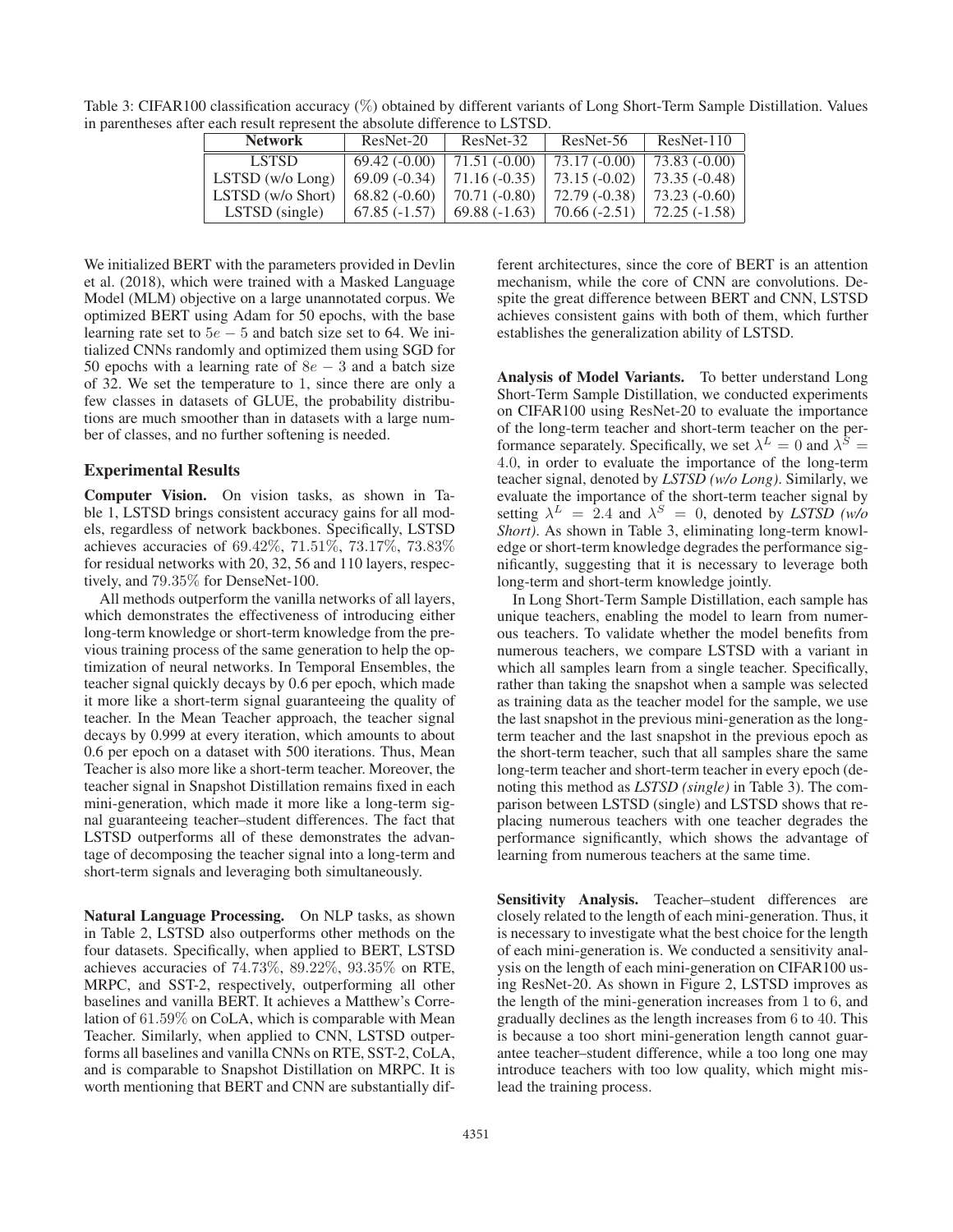Table 3: CIFAR100 classification accuracy (%) obtained by different variants of Long Short-Term Sample Distillation. Values in parentheses after each result represent the absolute difference to LSTSD.

| Network | ResNet-20 | ResNet-32 | ResNet-56 | ResNet-110 |
|---|---|---|---|---|
| LSTSD | 69.42 (-0.00) | 71.51 (-0.00) | 73.17 (-0.00) | 73.83 (-0.00) |
| LSTSD (w/o Long) | 69.09 (-0.34) | 71.16 (-0.35) | 73.15 (-0.02) | 73.35 (-0.48) |
| LSTSD (w/o Short) | 68.82 (-0.60) | 70.71 (-0.80) | 72.79 (-0.38) | 73.23 (-0.60) |
| LSTSD (single) | 67.85 (-1.57) | 69.88 (-1.63) | 70.66 (-2.51) | 72.25 (-1.58) |

We initialized BERT with the parameters provided in Devlin et al. (2018), which were trained with a Masked Language Model (MLM) objective on a large unannotated corpus. We optimized BERT using Adam for 50 epochs, with the base learning rate set to $5e-5$ and batch size set to 64. We initialized CNNs randomly and optimized them using SGD for 50 epochs with a learning rate of $8e-3$ and a batch size of 32. We set the temperature to 1, since there are only a few classes in datasets of GLUE, the probability distributions are much smoother than in datasets with a large number of classes, and no further softening is needed.

## Experimental Results

**Computer Vision.** On vision tasks, as shown in Table 1, LSTSD brings consistent accuracy gains for all models, regardless of network backbones. Specifically, LSTSD achieves accuracies of $69.42\%$, $71.51\%$, $73.17\%$, $73.83\%$ for residual networks with 20, 32, 56 and 110 layers, respectively, and $79.35\%$ for DenseNet-100.

All methods outperform the vanilla networks of all layers, which demonstrates the effectiveness of introducing either long-term knowledge or short-term knowledge from the previous training process of the same generation to help the optimization of neural networks. In Temporal Ensembles, the teacher signal quickly decays by 0.6 per epoch, which made it more like a short-term signal guaranteeing the quality of teacher. In the Mean Teacher approach, the teacher signal decays by 0.999 at every iteration, which amounts to about 0.6 per epoch on a dataset with 500 iterations. Thus, Mean Teacher is also more like a short-term teacher. Moreover, the teacher signal in Snapshot Distillation remains fixed in each mini-generation, which made it more like a long-term signal guaranteeing teacher–student differences. The fact that LSTSD outperforms all of these demonstrates the advantage of decomposing the teacher signal into a long-term and short-term signals and leveraging both simultaneously.

**Natural Language Processing.** On NLP tasks, as shown in Table 2, LSTSD also outperforms other methods on the four datasets. Specifically, when applied to BERT, LSTSD achieves accuracies of $74.73\%$, $89.22\%$, $93.35\%$ on RTE, MRPC, and SST-2, respectively, outperforming all other baselines and vanilla BERT. It achieves a Matthew's Correlation of $61.59\%$ on CoLA, which is comparable with Mean Teacher. Similarly, when applied to CNN, LSTSD outperforms all baselines and vanilla CNNs on RTE, SST-2, CoLA, and is comparable to Snapshot Distillation on MRPC. It is worth mentioning that BERT and CNN are substantially different architectures, since the core of BERT is an attention mechanism, while the core of CNN are convolutions. Despite the great difference between BERT and CNN, LSTSD achieves consistent gains with both of them, which further establishes the generalization ability of LSTSD.

**Analysis of Model Variants.** To better understand Long Short-Term Sample Distillation, we conducted experiments on CIFAR100 using ResNet-20 to evaluate the importance of the long-term teacher and short-term teacher on the performance separately. Specifically, we set $\lambda^L = 0$ and $\lambda^S = 4.0$, in order to evaluate the importance of the long-term teacher signal, denoted by *LSTSD (w/o Long)*. Similarly, we evaluate the importance of the short-term teacher signal by setting $\lambda^L = 2.4$ and $\lambda^S = 0$, denoted by *LSTSD (w/o Short)*. As shown in Table 3, eliminating long-term knowledge or short-term knowledge degrades the performance significantly, suggesting that it is necessary to leverage both long-term and short-term knowledge jointly.

In Long Short-Term Sample Distillation, each sample has unique teachers, enabling the model to learn from numerous teachers. To validate whether the model benefits from numerous teachers, we compare LSTSD with a variant in which all samples learn from a single teacher. Specifically, rather than taking the snapshot when a sample was selected as training data as the teacher model for the sample, we use the last snapshot in the previous mini-generation as the long-term teacher and the last snapshot in the previous epoch as the short-term teacher, such that all samples share the same long-term teacher and short-term teacher in every epoch (denoting this method as *LSTSD (single)* in Table 3). The comparison between LSTSD (single) and LSTSD shows that replacing numerous teachers with one teacher degrades the performance significantly, which shows the advantage of learning from numerous teachers at the same time.

**Sensitivity Analysis.** Teacher–student differences are closely related to the length of each mini-generation. Thus, it is necessary to investigate what the best choice for the length of each mini-generation is. We conducted a sensitivity analysis on the length of each mini-generation on CIFAR100 using ResNet-20. As shown in Figure 2, LSTSD improves as the length of the mini-generation increases from 1 to 6, and gradually declines as the length increases from 6 to 40. This is because a too short mini-generation length cannot guarantee teacher–student difference, while a too long one may introduce teachers with too low quality, which might mislead the training process.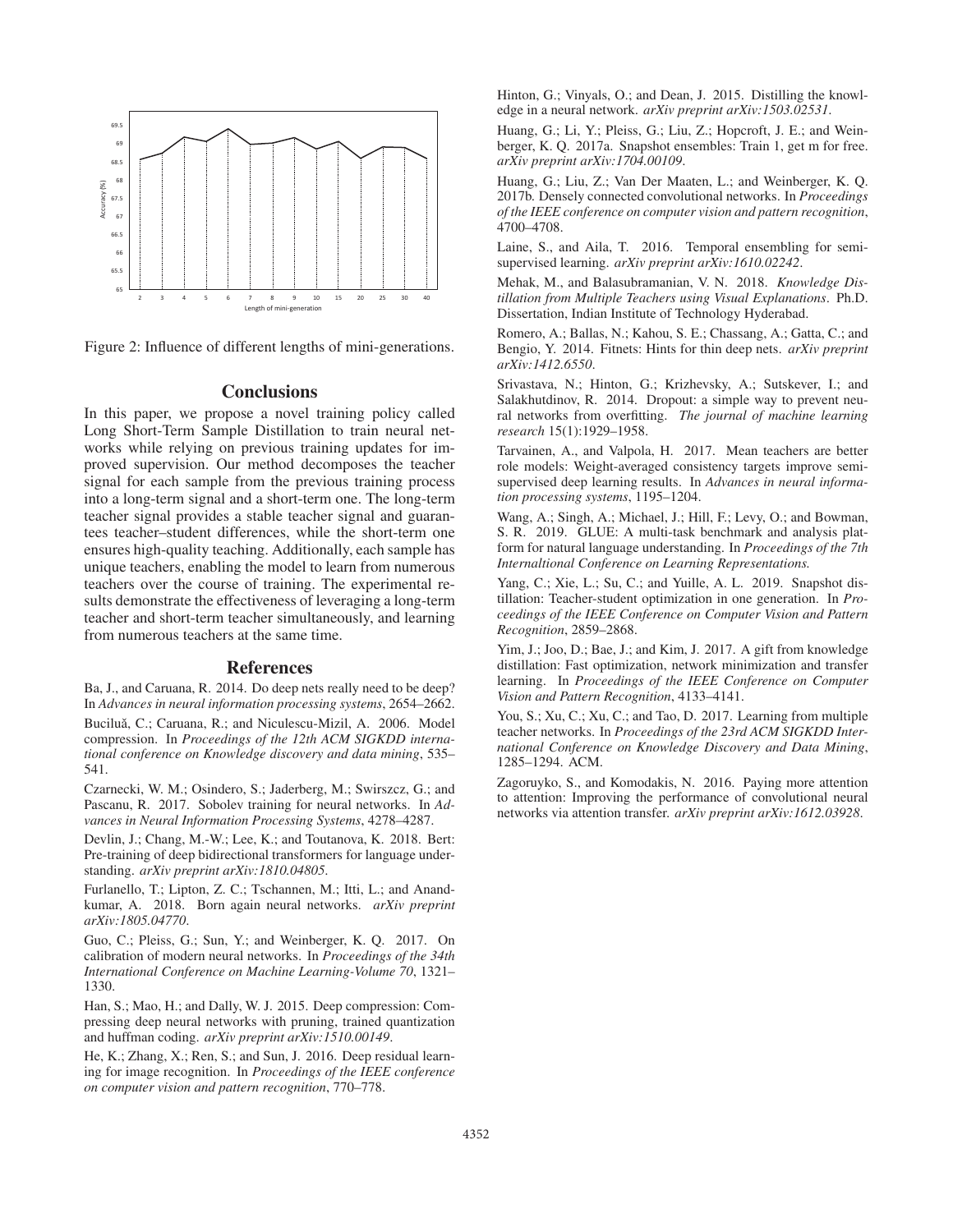69.5
69
68.5
68
67.5
67
66.5
66
65.5
65

Accuracy (%)

2 3 4 5 6 7 8 9 10 15 20 25 30 40

Length of mini-generation

Figure 2: Influence of different lengths of mini-generations.

## Conclusions

In this paper, we propose a novel training policy called Long Short-Term Sample Distillation to train neural networks while relying on previous training updates for improved supervision. Our method decomposes the teacher signal for each sample from the previous training process into a long-term signal and a short-term one. The long-term teacher signal provides a stable teacher signal and guarantees teacher–student differences, while the short-term one ensures high-quality teaching. Additionally, each sample has unique teachers, enabling the model to learn from numerous teachers over the course of training. The experimental results demonstrate the effectiveness of leveraging a long-term teacher and short-term teacher simultaneously, and learning from numerous teachers at the same time.

## References

Ba, J., and Caruana, R. 2014. Do deep nets really need to be deep? In *Advances in neural information processing systems*, 2654–2662.

Buciluǎ, C.; Caruana, R.; and Niculescu-Mizil, A. 2006. Model compression. In *Proceedings of the 12th ACM SIGKDD international conference on Knowledge discovery and data mining*, 535–541.

Czarnecki, W. M.; Osindero, S.; Jaderberg, M.; Swirszcz, G.; and Pascanu, R. 2017. Sobolev training for neural networks. In *Advances in Neural Information Processing Systems*, 4278–4287.

Devlin, J.; Chang, M.-W.; Lee, K.; and Toutanova, K. 2018. Bert: Pre-training of deep bidirectional transformers for language understanding. *arXiv preprint arXiv:1810.04805*.

Furlanello, T.; Lipton, Z. C.; Tschannen, M.; Itti, L.; and Anandkumar, A. 2018. Born again neural networks. *arXiv preprint arXiv:1805.04770*.

Guo, C.; Pleiss, G.; Sun, Y.; and Weinberger, K. Q. 2017. On calibration of modern neural networks. In *Proceedings of the 34th International Conference on Machine Learning-Volume 70*, 1321–1330.

Han, S.; Mao, H.; and Dally, W. J. 2015. Deep compression: Compressing deep neural networks with pruning, trained quantization and huffman coding. *arXiv preprint arXiv:1510.00149*.

He, K.; Zhang, X.; Ren, S.; and Sun, J. 2016. Deep residual learning for image recognition. In *Proceedings of the IEEE conference on computer vision and pattern recognition*, 770–778.

Hinton, G.; Vinyals, O.; and Dean, J. 2015. Distilling the knowledge in a neural network. *arXiv preprint arXiv:1503.02531*.

Huang, G.; Li, Y.; Pleiss, G.; Liu, Z.; Hopcroft, J. E.; and Weinberger, K. Q. 2017a. Snapshot ensembles: Train 1, get m for free. *arXiv preprint arXiv:1704.00109*.

Huang, G.; Liu, Z.; Van Der Maaten, L.; and Weinberger, K. Q. 2017b. Densely connected convolutional networks. In *Proceedings of the IEEE conference on computer vision and pattern recognition*, 4700–4708.

Laine, S., and Aila, T. 2016. Temporal ensembling for semi-supervised learning. *arXiv preprint arXiv:1610.02242*.

Mehak, M., and Balasubramanian, V. N. 2018. *Knowledge Distillation from Multiple Teachers using Visual Explanations*. Ph.D. Dissertation, Indian Institute of Technology Hyderabad.

Romero, A.; Ballas, N.; Kahou, S. E.; Chassang, A.; Gatta, C.; and Bengio, Y. 2014. Fitnets: Hints for thin deep nets. *arXiv preprint arXiv:1412.6550*.

Srivastava, N.; Hinton, G.; Krizhevsky, A.; Sutskever, I.; and Salakhutdinov, R. 2014. Dropout: a simple way to prevent neural networks from overfitting. *The journal of machine learning research* 15(1):1929–1958.

Tarvainen, A., and Valpola, H. 2017. Mean teachers are better role models: Weight-averaged consistency targets improve semi-supervised deep learning results. In *Advances in neural information processing systems*, 1195–1204.

Wang, A.; Singh, A.; Michael, J.; Hill, F.; Levy, O.; and Bowman, S. R. 2019. GLUE: A multi-task benchmark and analysis platform for natural language understanding. In *Proceedings of the 7th Internaltional Conference on Learning Representations.*

Yang, C.; Xie, L.; Su, C.; and Yuille, A. L. 2019. Snapshot distillation: Teacher-student optimization in one generation. In *Proceedings of the IEEE Conference on Computer Vision and Pattern Recognition*, 2859–2868.

Yim, J.; Joo, D.; Bae, J.; and Kim, J. 2017. A gift from knowledge distillation: Fast optimization, network minimization and transfer learning. In *Proceedings of the IEEE Conference on Computer Vision and Pattern Recognition*, 4133–4141.

You, S.; Xu, C.; Xu, C.; and Tao, D. 2017. Learning from multiple teacher networks. In *Proceedings of the 23rd ACM SIGKDD International Conference on Knowledge Discovery and Data Mining*, 1285–1294. ACM.

Zagoruyko, S., and Komodakis, N. 2016. Paying more attention to attention: Improving the performance of convolutional neural networks via attention transfer. *arXiv preprint arXiv:1612.03928*.